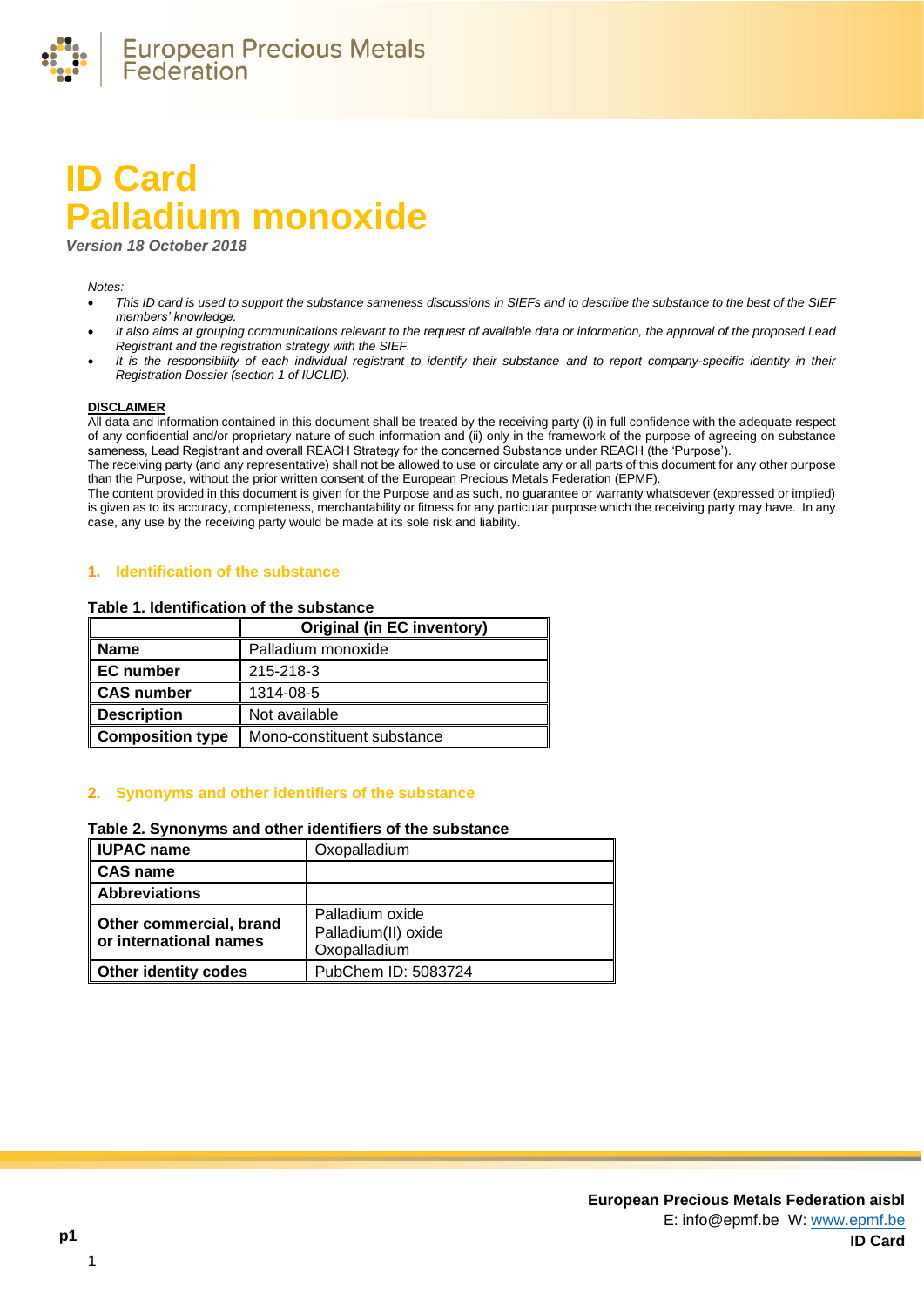# ID Card
# Palladium monoxide

*Version 18 October 2018*

*Notes:*

- *This ID card is used to support the substance sameness discussions in SIEFs and to describe the substance to the best of the SIEF members' knowledge.*
- *It also aims at grouping communications relevant to the request of available data or information, the approval of the proposed Lead Registrant and the registration strategy with the SIEF.*
- *It is the responsibility of each individual registrant to identify their substance and to report company-specific identity in their Registration Dossier (section 1 of IUCLID).*

**DISCLAIMER**

All data and information contained in this document shall be treated by the receiving party (i) in full confidence with the adequate respect of any confidential and/or proprietary nature of such information and (ii) only in the framework of the purpose of agreeing on substance sameness, Lead Registrant and overall REACH Strategy for the concerned Substance under REACH (the 'Purpose').

The receiving party (and any representative) shall not be allowed to use or circulate any or all parts of this document for any other purpose than the Purpose, without the prior written consent of the European Precious Metals Federation (EPMF).

The content provided in this document is given for the Purpose and as such, no guarantee or warranty whatsoever (expressed or implied) is given as to its accuracy, completeness, merchantability or fitness for any particular purpose which the receiving party may have. In any case, any use by the receiving party would be made at its sole risk and liability.

## 1. Identification of the substance

**Table 1. Identification of the substance**

| | Original (in EC inventory) |
|---|---|
| **Name** | Palladium monoxide |
| **EC number** | 215-218-3 |
| **CAS number** | 1314-08-5 |
| **Description** | Not available |
| **Composition type** | Mono-constituent substance |

## 2. Synonyms and other identifiers of the substance

**Table 2. Synonyms and other identifiers of the substance**

| | |
|---|---|
| **IUPAC name** | Oxopalladium |
| **CAS name** | |
| **Abbreviations** | |
| **Other commercial, brand or international names** | Palladium oxide<br>Palladium(II) oxide<br>Oxopalladium |
| **Other identity codes** | PubChem ID: 5083724 |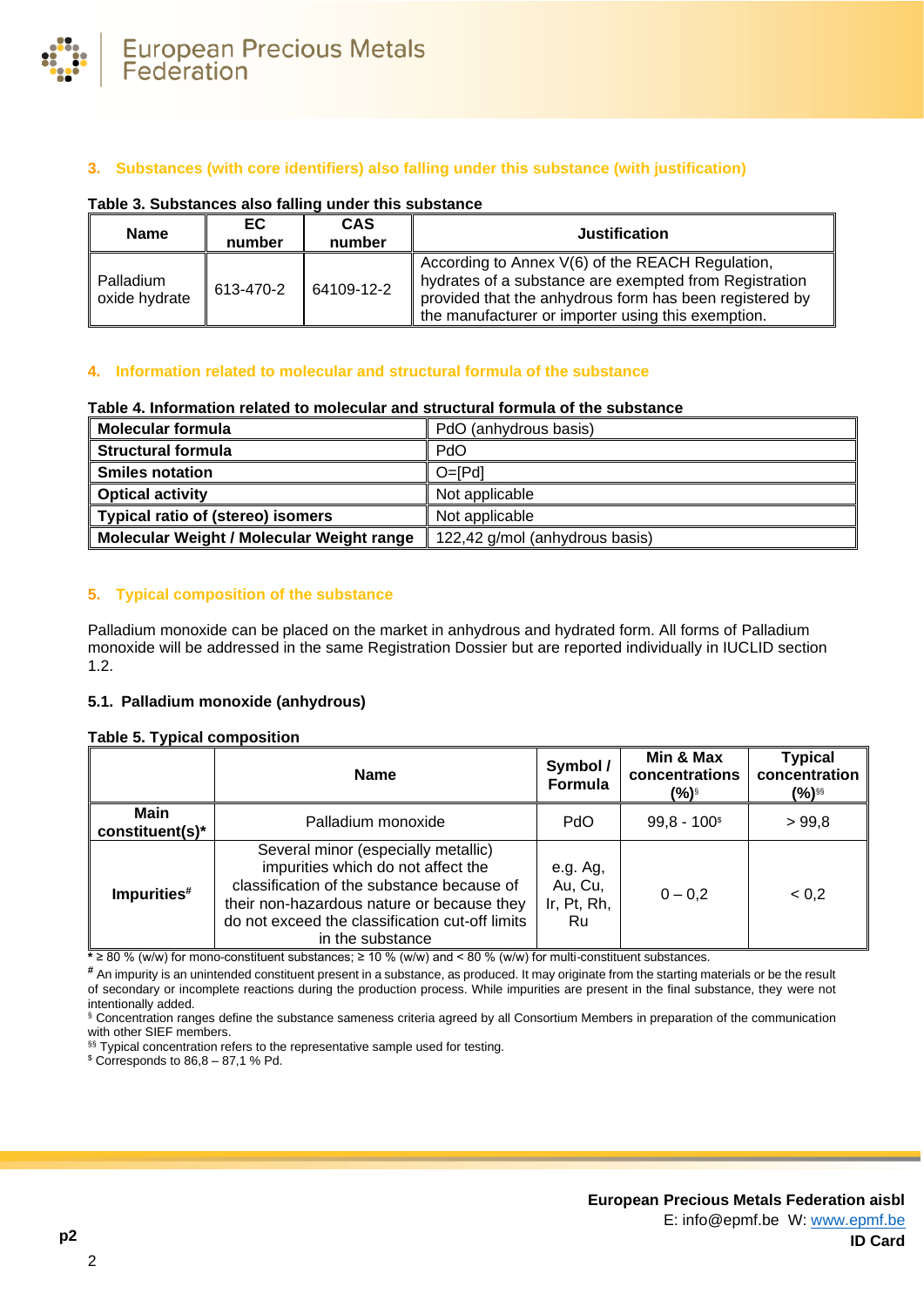## 3. Substances (with core identifiers) also falling under this substance (with justification)

**Table 3. Substances also falling under this substance**

| Name | EC number | CAS number | Justification |
|---|---|---|---|
| Palladium oxide hydrate | 613-470-2 | 64109-12-2 | According to Annex V(6) of the REACH Regulation, hydrates of a substance are exempted from Registration provided that the anhydrous form has been registered by the manufacturer or importer using this exemption. |

## 4. Information related to molecular and structural formula of the substance

**Table 4. Information related to molecular and structural formula of the substance**

| | |
|---|---|
| **Molecular formula** | PdO (anhydrous basis) |
| **Structural formula** | PdO |
| **Smiles notation** | O=[Pd] |
| **Optical activity** | Not applicable |
| **Typical ratio of (stereo) isomers** | Not applicable |
| **Molecular Weight / Molecular Weight range** | 122,42 g/mol (anhydrous basis) |

## 5. Typical composition of the substance

Palladium monoxide can be placed on the market in anhydrous and hydrated form. All forms of Palladium monoxide will be addressed in the same Registration Dossier but are reported individually in IUCLID section 1.2.

### 5.1. Palladium monoxide (anhydrous)

**Table 5. Typical composition**

| | Name | Symbol / Formula | Min & Max concentrations (%)§ | Typical concentration (%)§§ |
|---|---|---|---|---|
| **Main constituent(s)*** | Palladium monoxide | PdO | 99,8 - 100$ | > 99,8 |
| **Impurities#** | Several minor (especially metallic) impurities which do not affect the classification of the substance because of their non-hazardous nature or because they do not exceed the classification cut-off limits in the substance | e.g. Ag, Au, Cu, Ir, Pt, Rh, Ru | 0 – 0,2 | < 0,2 |

**\*** ≥ 80 % (w/w) for mono-constituent substances; ≥ 10 % (w/w) and < 80 % (w/w) for multi-constituent substances.

**#** An impurity is an unintended constituent present in a substance, as produced. It may originate from the starting materials or be the result of secondary or incomplete reactions during the production process. While impurities are present in the final substance, they were not intentionally added.

§ Concentration ranges define the substance sameness criteria agreed by all Consortium Members in preparation of the communication with other SIEF members.

§§ Typical concentration refers to the representative sample used for testing.

$ Corresponds to 86,8 – 87,1 % Pd.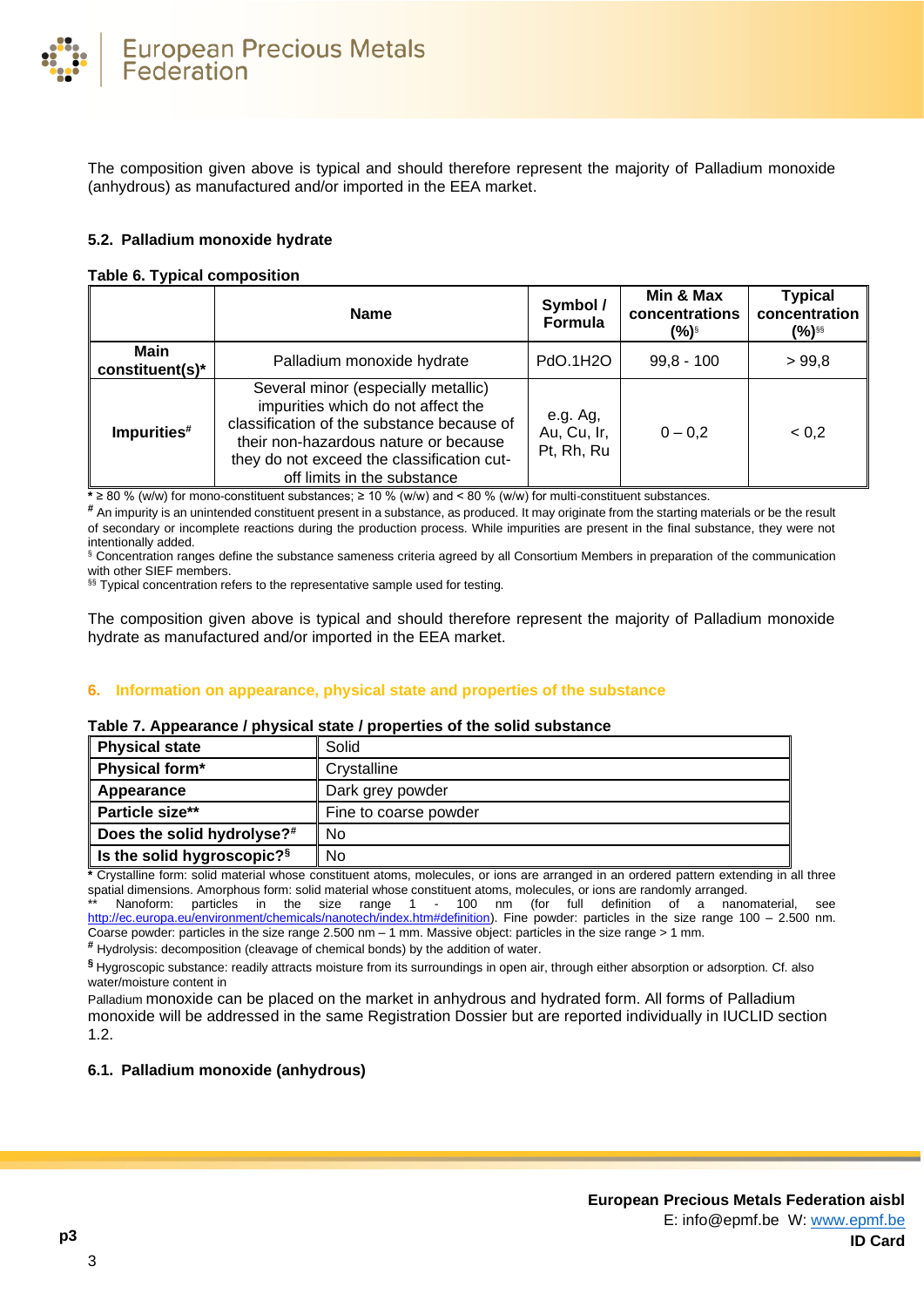The composition given above is typical and should therefore represent the majority of Palladium monoxide (anhydrous) as manufactured and/or imported in the EEA market.

### 5.2. Palladium monoxide hydrate

**Table 6. Typical composition**

| | Name | Symbol / Formula | Min & Max concentrations (%)[§] | Typical concentration (%)[§§] |
|---|---|---|---|---|
| **Main constituent(s)*** | Palladium monoxide hydrate | PdO.1H2O | 99,8 - 100 | > 99,8 |
| **Impurities[#]** | Several minor (especially metallic) impurities which do not affect the classification of the substance because of their non-hazardous nature or because they do not exceed the classification cut-off limits in the substance | e.g. Ag, Au, Cu, Ir, Pt, Rh, Ru | 0 – 0,2 | < 0,2 |

**\*** ≥ 80 % (w/w) for mono-constituent substances; ≥ 10 % (w/w) and < 80 % (w/w) for multi-constituent substances.
**#** An impurity is an unintended constituent present in a substance, as produced. It may originate from the starting materials or be the result of secondary or incomplete reactions during the production process. While impurities are present in the final substance, they were not intentionally added.
§ Concentration ranges define the substance sameness criteria agreed by all Consortium Members in preparation of the communication with other SIEF members.
§§ Typical concentration refers to the representative sample used for testing.

The composition given above is typical and should therefore represent the majority of Palladium monoxide hydrate as manufactured and/or imported in the EEA market.

## 6. Information on appearance, physical state and properties of the substance

**Table 7. Appearance / physical state / properties of the solid substance**

| | |
|---|---|
| **Physical state** | Solid |
| **Physical form*** | Crystalline |
| **Appearance** | Dark grey powder |
| **Particle size**** | Fine to coarse powder |
| **Does the solid hydrolyse?[#]** | No |
| **Is the solid hygroscopic?[§]** | No |

**\*** Crystalline form: solid material whose constituent atoms, molecules, or ions are arranged in an ordered pattern extending in all three spatial dimensions. Amorphous form: solid material whose constituent atoms, molecules, or ions are randomly arranged.
\*\* Nanoform: particles in the size range 1 - 100 nm (for full definition of a nanomaterial, see http://ec.europa.eu/environment/chemicals/nanotech/index.htm#definition). Fine powder: particles in the size range 100 – 2.500 nm. Coarse powder: particles in the size range 2.500 nm – 1 mm. Massive object: particles in the size range > 1 mm.
**#** Hydrolysis: decomposition (cleavage of chemical bonds) by the addition of water.
**§** Hygroscopic substance: readily attracts moisture from its surroundings in open air, through either absorption or adsorption. Cf. also water/moisture content in

Palladium monoxide can be placed on the market in anhydrous and hydrated form. All forms of Palladium monoxide will be addressed in the same Registration Dossier but are reported individually in IUCLID section 1.2.

### 6.1. Palladium monoxide (anhydrous)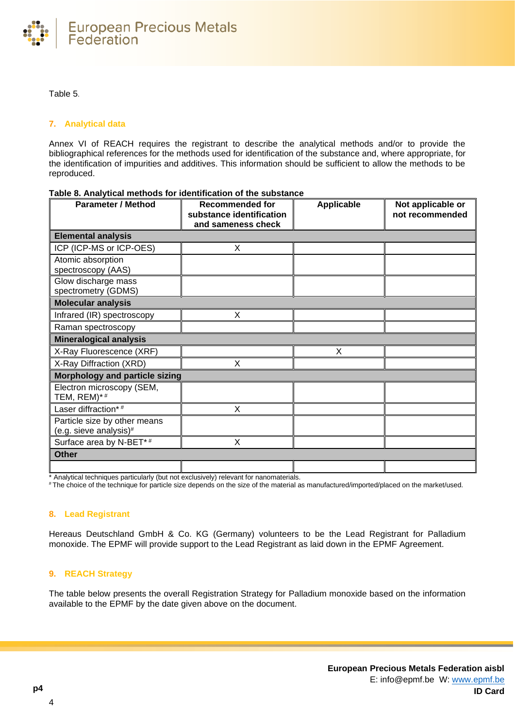Table 5.

## 7. Analytical data

Annex VI of REACH requires the registrant to describe the analytical methods and/or to provide the bibliographical references for the methods used for identification of the substance and, where appropriate, for the identification of impurities and additives. This information should be sufficient to allow the methods to be reproduced.

**Table 8. Analytical methods for identification of the substance**

| Parameter / Method | Recommended for substance identification and sameness check | Applicable | Not applicable or not recommended |
|---|---|---|---|
| **Elemental analysis** | | | |
| ICP (ICP-MS or ICP-OES) | X | | |
| Atomic absorption spectroscopy (AAS) | | | |
| Glow discharge mass spectrometry (GDMS) | | | |
| **Molecular analysis** | | | |
| Infrared (IR) spectroscopy | X | | |
| Raman spectroscopy | | | |
| **Mineralogical analysis** | | | |
| X-Ray Fluorescence (XRF) | | X | |
| X-Ray Diffraction (XRD) | X | | |
| **Morphology and particle sizing** | | | |
| Electron microscopy (SEM, TEM, REM)* # | | | |
| Laser diffraction* # | X | | |
| Particle size by other means (e.g. sieve analysis)# | | | |
| Surface area by N-BET* # | X | | |
| **Other** | | | |
| | | | |

\* Analytical techniques particularly (but not exclusively) relevant for nanomaterials.
\# The choice of the technique for particle size depends on the size of the material as manufactured/imported/placed on the market/used.

## 8. Lead Registrant

Hereaus Deutschland GmbH & Co. KG (Germany) volunteers to be the Lead Registrant for Palladium monoxide. The EPMF will provide support to the Lead Registrant as laid down in the EPMF Agreement.

## 9. REACH Strategy

The table below presents the overall Registration Strategy for Palladium monoxide based on the information available to the EPMF by the date given above on the document.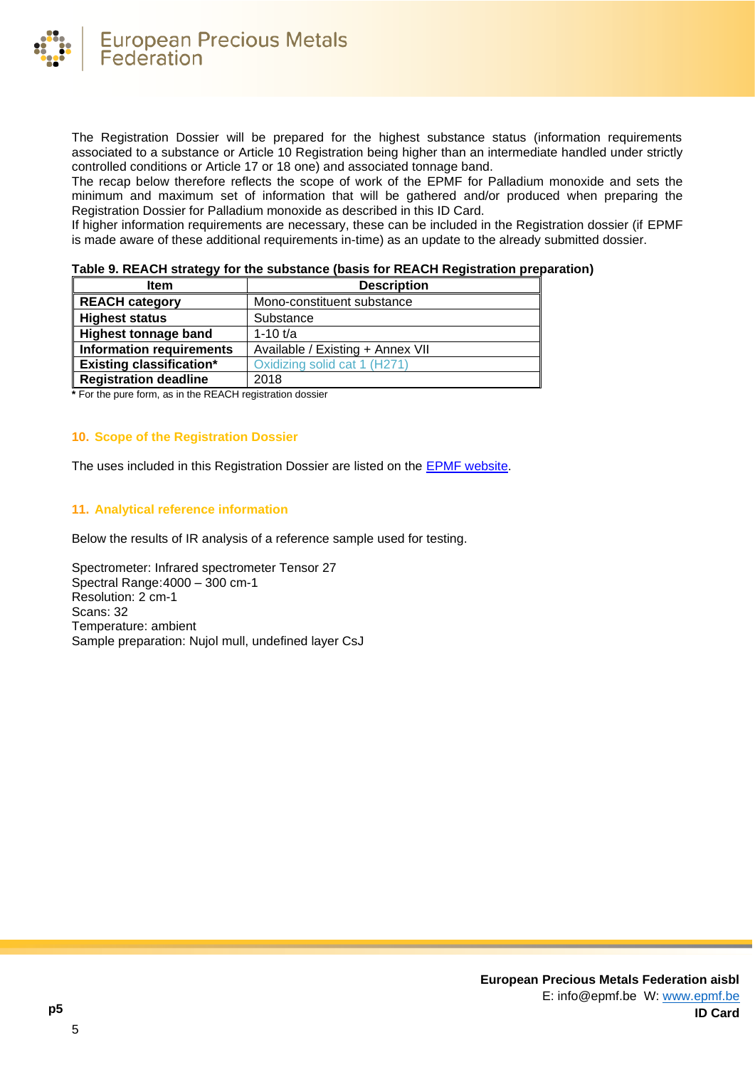The Registration Dossier will be prepared for the highest substance status (information requirements associated to a substance or Article 10 Registration being higher than an intermediate handled under strictly controlled conditions or Article 17 or 18 one) and associated tonnage band.
The recap below therefore reflects the scope of work of the EPMF for Palladium monoxide and sets the minimum and maximum set of information that will be gathered and/or produced when preparing the Registration Dossier for Palladium monoxide as described in this ID Card.
If higher information requirements are necessary, these can be included in the Registration dossier (if EPMF is made aware of these additional requirements in-time) as an update to the already submitted dossier.

**Table 9. REACH strategy for the substance (basis for REACH Registration preparation)**

| Item | Description |
|---|---|
| **REACH category** | Mono-constituent substance |
| **Highest status** | Substance |
| **Highest tonnage band** | 1-10 t/a |
| **Information requirements** | Available / Existing + Annex VII |
| **Existing classification*** | Oxidizing solid cat 1 (H271) |
| **Registration deadline** | 2018 |

**\*** For the pure form, as in the REACH registration dossier

## 10. Scope of the Registration Dossier

The uses included in this Registration Dossier are listed on the EPMF website.

## 11. Analytical reference information

Below the results of IR analysis of a reference sample used for testing.

Spectrometer: Infrared spectrometer Tensor 27
Spectral Range:4000 – 300 cm-1
Resolution: 2 cm-1
Scans: 32
Temperature: ambient
Sample preparation: Nujol mull, undefined layer CsJ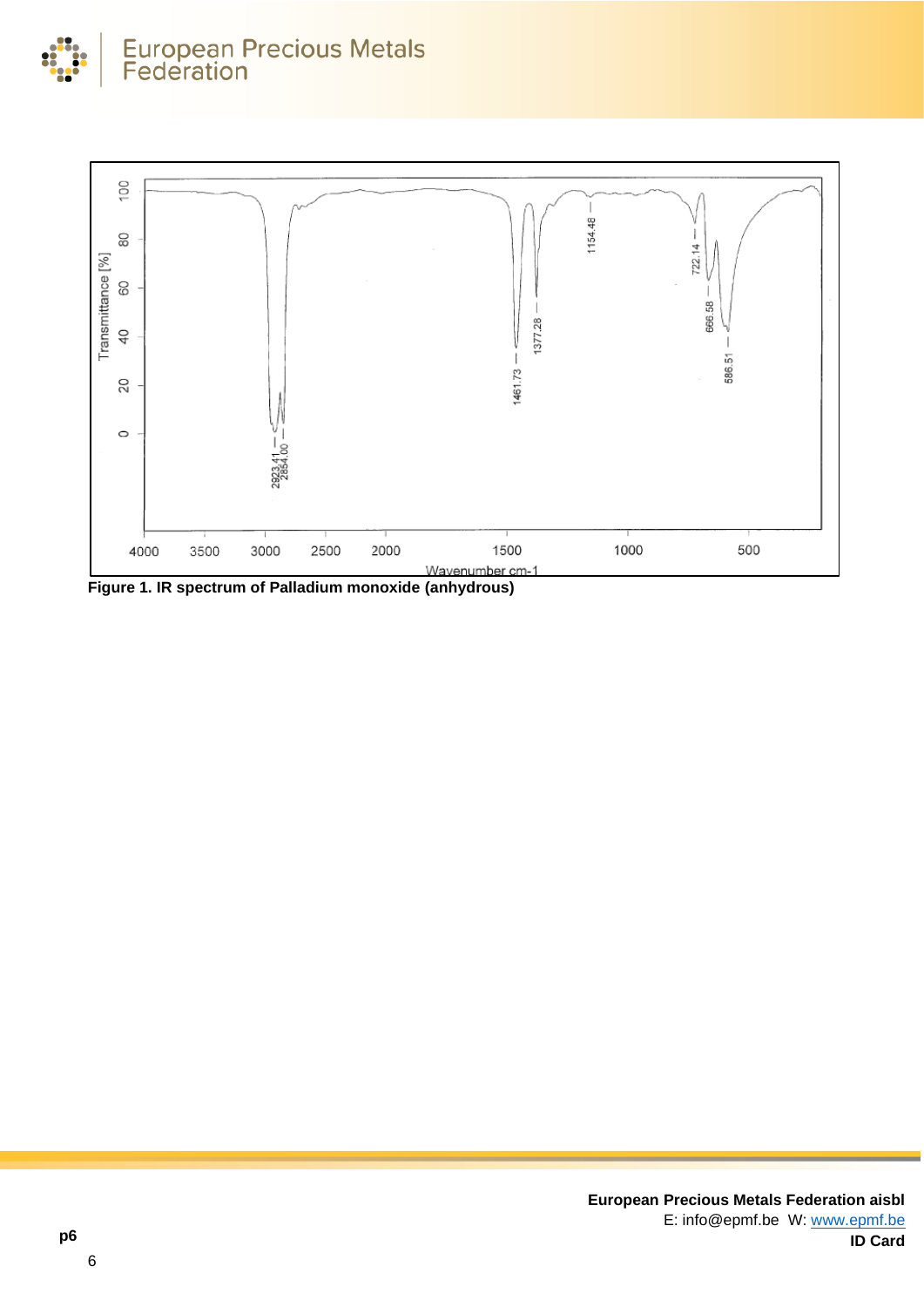Transmittance [%]

100

80

60

40

20

0

2923.41

2854.00

1461.73

1377.28

1154.48

722.14

666.58

586.51

4000

3500

3000

2500

2000

1500

1000

500

Wavenumber cm-1

**Figure 1. IR spectrum of Palladium monoxide (anhydrous)**